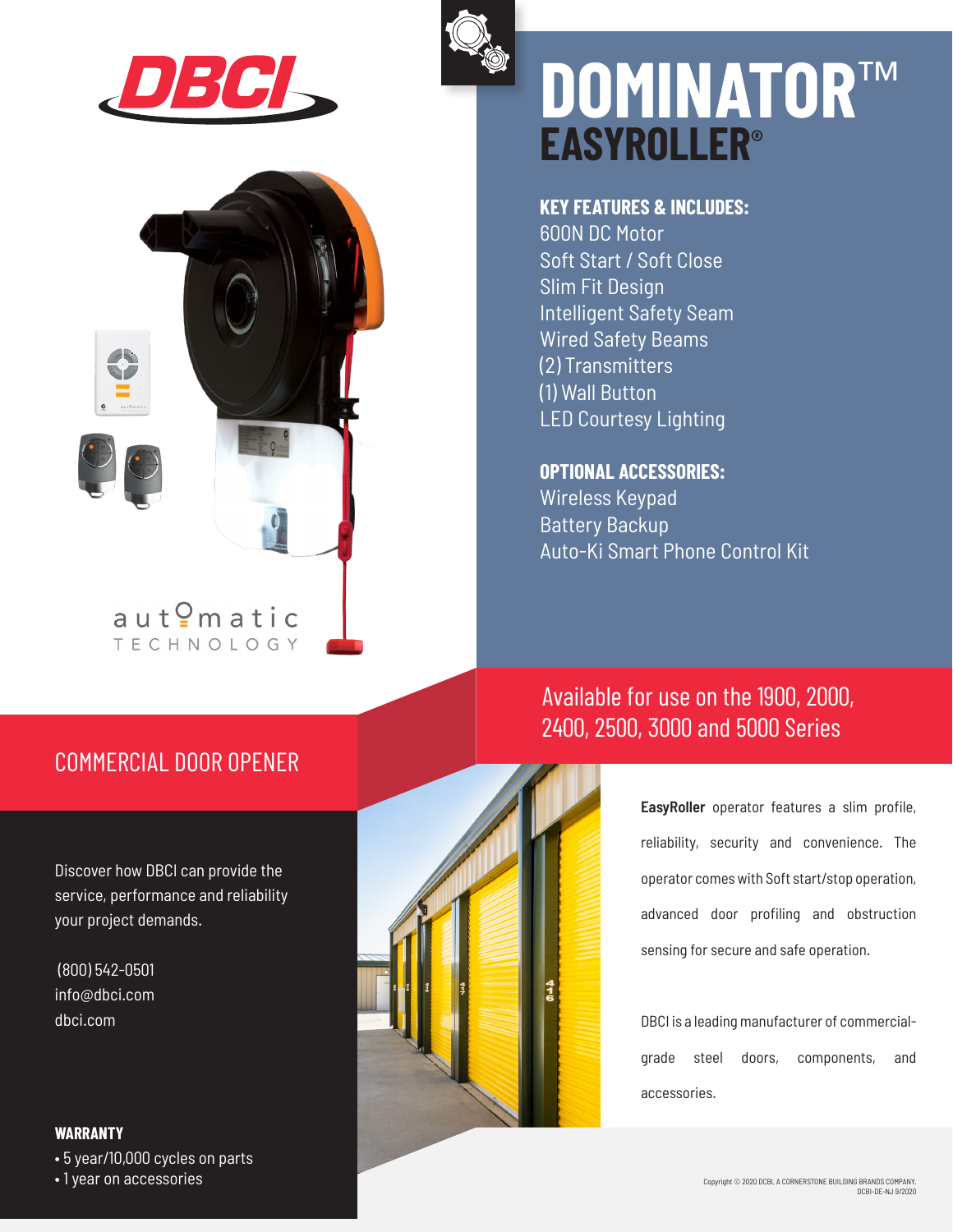DBCI

# DOMINATOR™ EASYROLLER®

### KEY FEATURES & INCLUDES:

600N DC Motor
Soft Start / Soft Close
Slim Fit Design
Intelligent Safety Seam
Wired Safety Beams
(2) Transmitters
(1) Wall Button
LED Courtesy Lighting

### OPTIONAL ACCESSORIES:

Wireless Keypad
Battery Backup
Auto-Ki Smart Phone Control Kit

automatic TECHNOLOGY

## COMMERCIAL DOOR OPENER

Available for use on the 1900, 2000, 2400, 2500, 3000 and 5000 Series

Discover how DBCI can provide the service, performance and reliability your project demands.

(800) 542-0501
info@dbci.com
dbci.com

**EasyRoller** operator features a slim profile, reliability, security and convenience. The operator comes with Soft start/stop operation, advanced door profiling and obstruction sensing for secure and safe operation.

DBCI is a leading manufacturer of commercial-grade steel doors, components, and accessories.

**WARRANTY**

- 5 year/10,000 cycles on parts
- 1 year on accessories

Copyright © 2020 DBCI, A CORNERSTONE BUILDING BRANDS COMPANY.
DBCI-DE-NJ 9/2020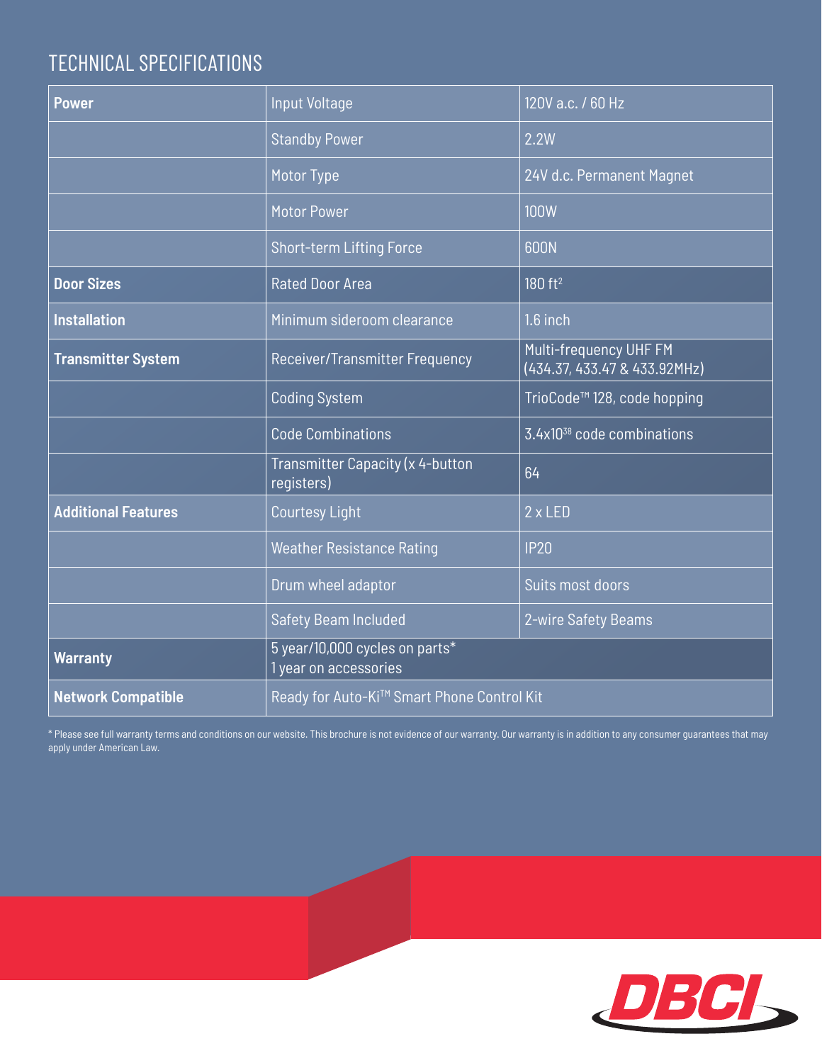## TECHNICAL SPECIFICATIONS

| | | |
|---|---|---|
| **Power** | Input Voltage | 120V a.c. / 60 Hz |
| | Standby Power | 2.2W |
| | Motor Type | 24V d.c. Permanent Magnet |
| | Motor Power | 100W |
| | Short-term Lifting Force | 600N |
| **Door Sizes** | Rated Door Area | 180 $ft^2$ |
| **Installation** | Minimum sideroom clearance | 1.6 inch |
| **Transmitter System** | Receiver/Transmitter Frequency | Multi-frequency UHF FM (434.37, 433.47 & 433.92MHz) |
| | Coding System | TrioCode™ 128, code hopping |
| | Code Combinations | $3.4 \times 10^{38}$ code combinations |
| | Transmitter Capacity (x 4-button registers) | 64 |
| **Additional Features** | Courtesy Light | 2 x LED |
| | Weather Resistance Rating | IP20 |
| | Drum wheel adaptor | Suits most doors |
| | Safety Beam Included | 2-wire Safety Beams |
| **Warranty** | 5 year/10,000 cycles on parts*<br>1 year on accessories | |
| **Network Compatible** | Ready for Auto-Ki™ Smart Phone Control Kit | |

* Please see full warranty terms and conditions on our website. This brochure is not evidence of our warranty. Our warranty is in addition to any consumer guarantees that may apply under American Law.

DBCI